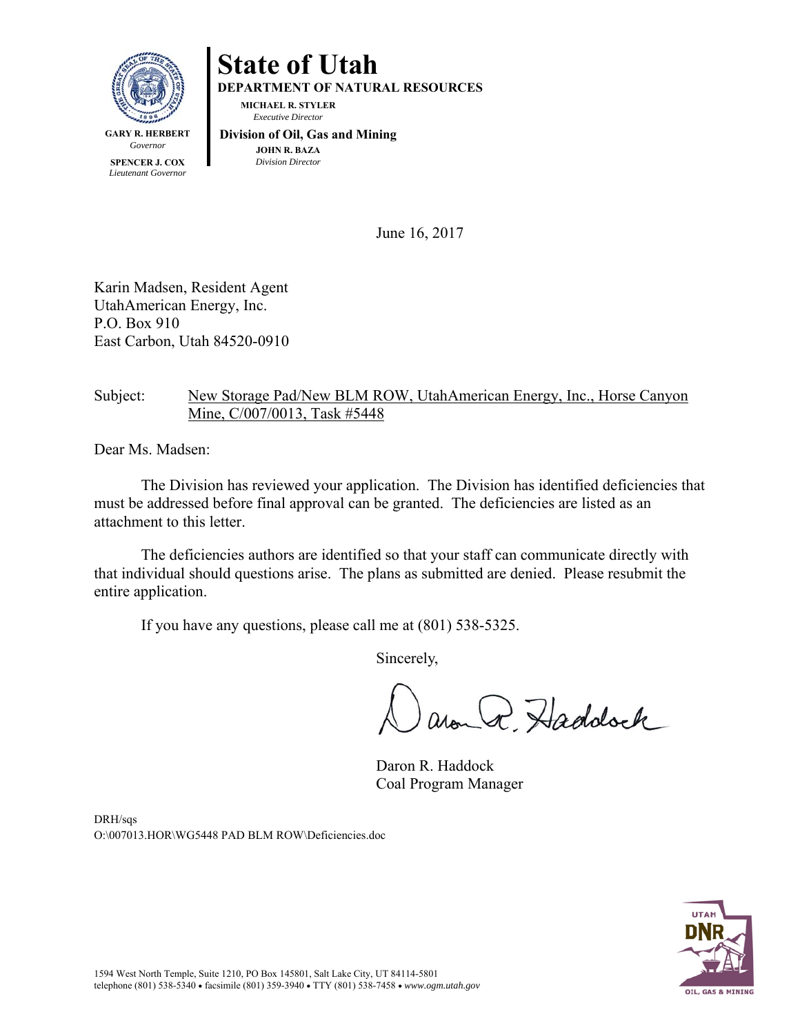# State of Utah

**DEPARTMENT OF NATURAL RESOURCES**

**MICHAEL R. STYLER**
*Executive Director*

**Division of Oil, Gas and Mining**

**JOHN R. BAZA**
*Division Director*

**GARY R. HERBERT**
*Governor*

**SPENCER J. COX**
*Lieutenant Governor*

June 16, 2017

Karin Madsen, Resident Agent
UtahAmerican Energy, Inc.
P.O. Box 910
East Carbon, Utah 84520-0910

Subject: New Storage Pad/New BLM ROW, UtahAmerican Energy, Inc., Horse Canyon Mine, C/007/0013, Task #5448

Dear Ms. Madsen:

The Division has reviewed your application. The Division has identified deficiencies that must be addressed before final approval can be granted. The deficiencies are listed as an attachment to this letter.

The deficiencies authors are identified so that your staff can communicate directly with that individual should questions arise. The plans as submitted are denied. Please resubmit the entire application.

If you have any questions, please call me at (801) 538-5325.

Sincerely,

Daron R. Haddock
Coal Program Manager

DRH/sqs
O:\007013.HOR\WG5448 PAD BLM ROW\Deficiencies.doc

1594 West North Temple, Suite 1210, PO Box 145801, Salt Lake City, UT 84114-5801
telephone (801) 538-5340 • facsimile (801) 359-3940 • TTY (801) 538-7458 • *www.ogm.utah.gov*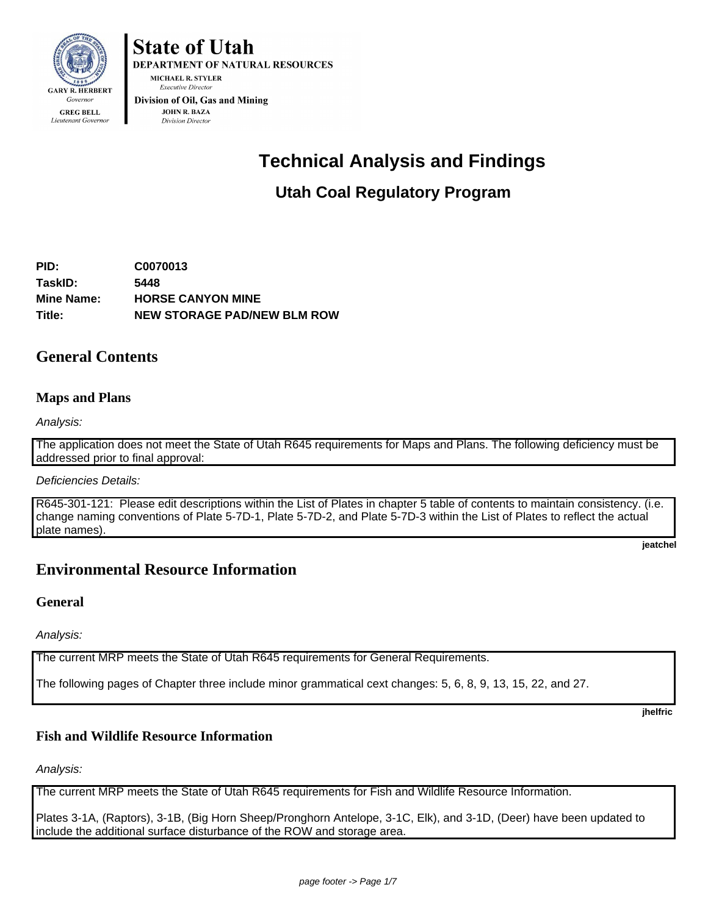State of Utah
DEPARTMENT OF NATURAL RESOURCES
MICHAEL R. STYLER
*Executive Director*
Division of Oil, Gas and Mining
JOHN R. BAZA
*Division Director*

GARY R. HERBERT
*Governor*
GREG BELL
*Lieutenant Governor*

# Technical Analysis and Findings

## Utah Coal Regulatory Program

| | |
|---|---|
| **PID:** | **C0070013** |
| **TaskID:** | **5448** |
| **Mine Name:** | **HORSE CANYON MINE** |
| **Title:** | **NEW STORAGE PAD/NEW BLM ROW** |

## General Contents

### Maps and Plans

*Analysis:*

The application does not meet the State of Utah R645 requirements for Maps and Plans. The following deficiency must be addressed prior to final approval:

*Deficiencies Details:*

R645-301-121: Please edit descriptions within the List of Plates in chapter 5 table of contents to maintain consistency. (i.e. change naming conventions of Plate 5-7D-1, Plate 5-7D-2, and Plate 5-7D-3 within the List of Plates to reflect the actual plate names).

**jeatchel**

## Environmental Resource Information

### General

*Analysis:*

The current MRP meets the State of Utah R645 requirements for General Requirements.

The following pages of Chapter three include minor grammatical cext changes: 5, 6, 8, 9, 13, 15, 22, and 27.

**jhelfric**

### Fish and Wildlife Resource Information

*Analysis:*

The current MRP meets the State of Utah R645 requirements for Fish and Wildlife Resource Information.

Plates 3-1A, (Raptors), 3-1B, (Big Horn Sheep/Pronghorn Antelope, 3-1C, Elk), and 3-1D, (Deer) have been updated to include the additional surface disturbance of the ROW and storage area.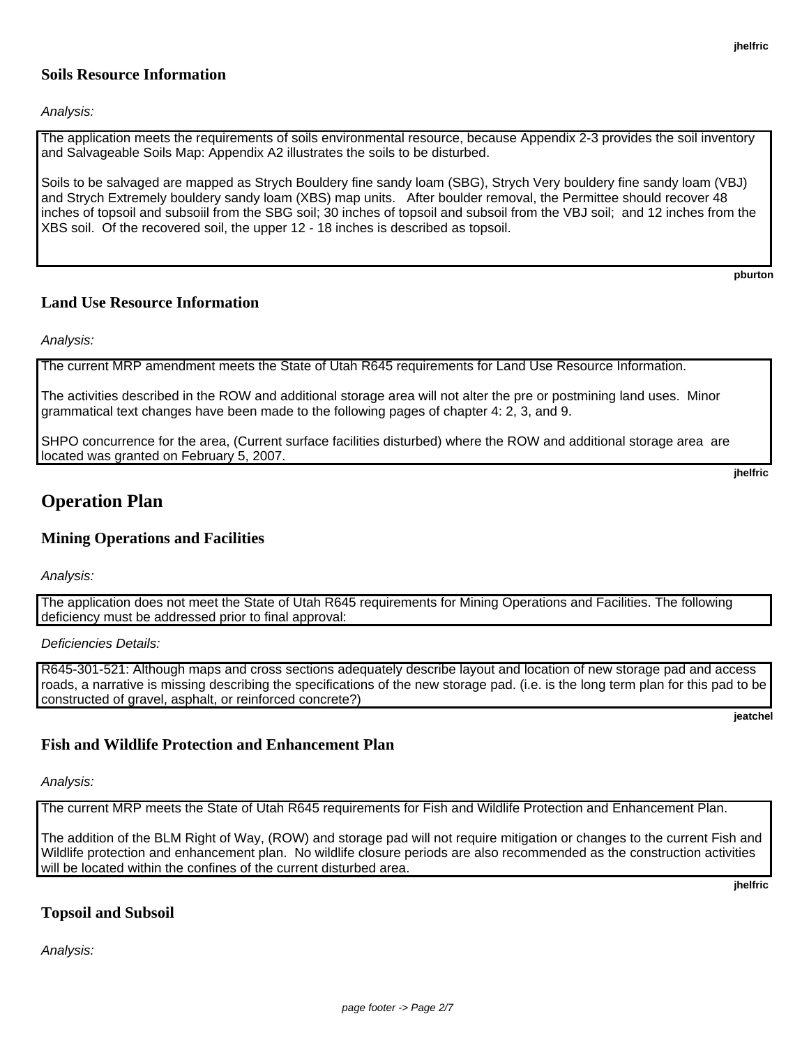## Soils Resource Information

*Analysis:*

The application meets the requirements of soils environmental resource, because Appendix 2-3 provides the soil inventory and Salvageable Soils Map: Appendix A2 illustrates the soils to be disturbed.

Soils to be salvaged are mapped as Strych Bouldery fine sandy loam (SBG), Strych Very bouldery fine sandy loam (VBJ) and Strych Extremely bouldery sandy loam (XBS) map units. After boulder removal, the Permittee should recover 48 inches of topsoil and subsoiil from the SBG soil; 30 inches of topsoil and subsoil from the VBJ soil; and 12 inches from the XBS soil. Of the recovered soil, the upper 12 - 18 inches is described as topsoil.

**pburton**

## Land Use Resource Information

*Analysis:*

The current MRP amendment meets the State of Utah R645 requirements for Land Use Resource Information.

The activities described in the ROW and additional storage area will not alter the pre or postmining land uses. Minor grammatical text changes have been made to the following pages of chapter 4: 2, 3, and 9.

SHPO concurrence for the area, (Current surface facilities disturbed) where the ROW and additional storage area are located was granted on February 5, 2007.

**jhelfric**

# Operation Plan

## Mining Operations and Facilities

*Analysis:*

The application does not meet the State of Utah R645 requirements for Mining Operations and Facilities. The following deficiency must be addressed prior to final approval:

*Deficiencies Details:*

R645-301-521: Although maps and cross sections adequately describe layout and location of new storage pad and access roads, a narrative is missing describing the specifications of the new storage pad. (i.e. is the long term plan for this pad to be constructed of gravel, asphalt, or reinforced concrete?)

**jeatchel**

## Fish and Wildlife Protection and Enhancement Plan

*Analysis:*

The current MRP meets the State of Utah R645 requirements for Fish and Wildlife Protection and Enhancement Plan.

The addition of the BLM Right of Way, (ROW) and storage pad will not require mitigation or changes to the current Fish and Wildlife protection and enhancement plan. No wildlife closure periods are also recommended as the construction activities will be located within the confines of the current disturbed area.

**jhelfric**

## Topsoil and Subsoil

*Analysis:*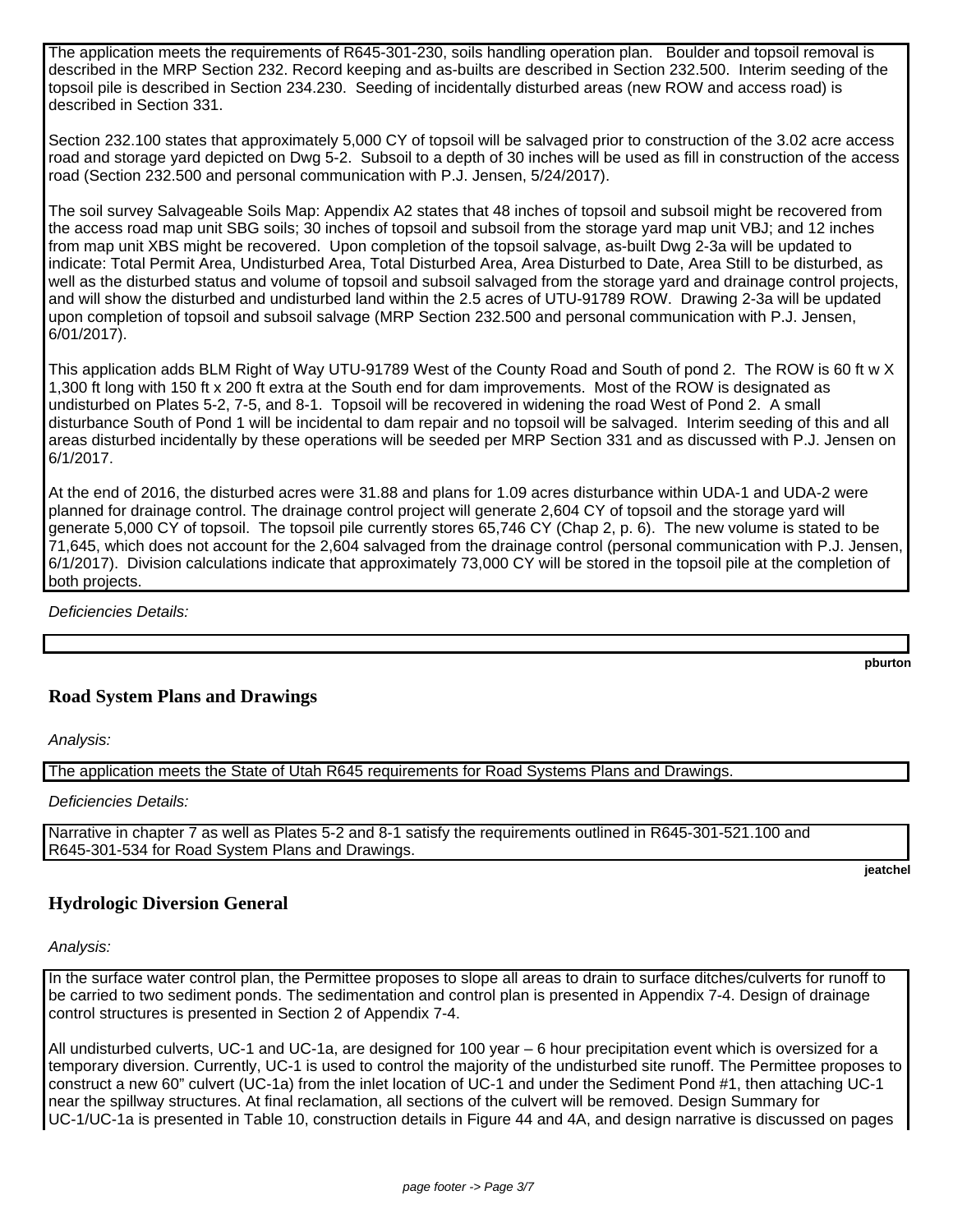The application meets the requirements of R645-301-230, soils handling operation plan. Boulder and topsoil removal is described in the MRP Section 232. Record keeping and as-builts are described in Section 232.500. Interim seeding of the topsoil pile is described in Section 234.230. Seeding of incidentally disturbed areas (new ROW and access road) is described in Section 331.

Section 232.100 states that approximately 5,000 CY of topsoil will be salvaged prior to construction of the 3.02 acre access road and storage yard depicted on Dwg 5-2. Subsoil to a depth of 30 inches will be used as fill in construction of the access road (Section 232.500 and personal communication with P.J. Jensen, 5/24/2017).

The soil survey Salvageable Soils Map: Appendix A2 states that 48 inches of topsoil and subsoil might be recovered from the access road map unit SBG soils; 30 inches of topsoil and subsoil from the storage yard map unit VBJ; and 12 inches from map unit XBS might be recovered. Upon completion of the topsoil salvage, as-built Dwg 2-3a will be updated to indicate: Total Permit Area, Undisturbed Area, Total Disturbed Area, Area Disturbed to Date, Area Still to be disturbed, as well as the disturbed status and volume of topsoil and subsoil salvaged from the storage yard and drainage control projects, and will show the disturbed and undisturbed land within the 2.5 acres of UTU-91789 ROW. Drawing 2-3a will be updated upon completion of topsoil and subsoil salvage (MRP Section 232.500 and personal communication with P.J. Jensen, 6/01/2017).

This application adds BLM Right of Way UTU-91789 West of the County Road and South of pond 2. The ROW is 60 ft w X 1,300 ft long with 150 ft x 200 ft extra at the South end for dam improvements. Most of the ROW is designated as undisturbed on Plates 5-2, 7-5, and 8-1. Topsoil will be recovered in widening the road West of Pond 2. A small disturbance South of Pond 1 will be incidental to dam repair and no topsoil will be salvaged. Interim seeding of this and all areas disturbed incidentally by these operations will be seeded per MRP Section 331 and as discussed with P.J. Jensen on 6/1/2017.

At the end of 2016, the disturbed acres were 31.88 and plans for 1.09 acres disturbance within UDA-1 and UDA-2 were planned for drainage control. The drainage control project will generate 2,604 CY of topsoil and the storage yard will generate 5,000 CY of topsoil. The topsoil pile currently stores 65,746 CY (Chap 2, p. 6). The new volume is stated to be 71,645, which does not account for the 2,604 salvaged from the drainage control (personal communication with P.J. Jensen, 6/1/2017). Division calculations indicate that approximately 73,000 CY will be stored in the topsoil pile at the completion of both projects.

*Deficiencies Details:*

**pburton**

## Road System Plans and Drawings

*Analysis:*

The application meets the State of Utah R645 requirements for Road Systems Plans and Drawings.

*Deficiencies Details:*

Narrative in chapter 7 as well as Plates 5-2 and 8-1 satisfy the requirements outlined in R645-301-521.100 and R645-301-534 for Road System Plans and Drawings.

**jeatchel**

## Hydrologic Diversion General

*Analysis:*

In the surface water control plan, the Permittee proposes to slope all areas to drain to surface ditches/culverts for runoff to be carried to two sediment ponds. The sedimentation and control plan is presented in Appendix 7-4. Design of drainage control structures is presented in Section 2 of Appendix 7-4.

All undisturbed culverts, UC-1 and UC-1a, are designed for 100 year – 6 hour precipitation event which is oversized for a temporary diversion. Currently, UC-1 is used to control the majority of the undisturbed site runoff. The Permittee proposes to construct a new 60" culvert (UC-1a) from the inlet location of UC-1 and under the Sediment Pond #1, then attaching UC-1 near the spillway structures. At final reclamation, all sections of the culvert will be removed. Design Summary for UC-1/UC-1a is presented in Table 10, construction details in Figure 44 and 4A, and design narrative is discussed on pages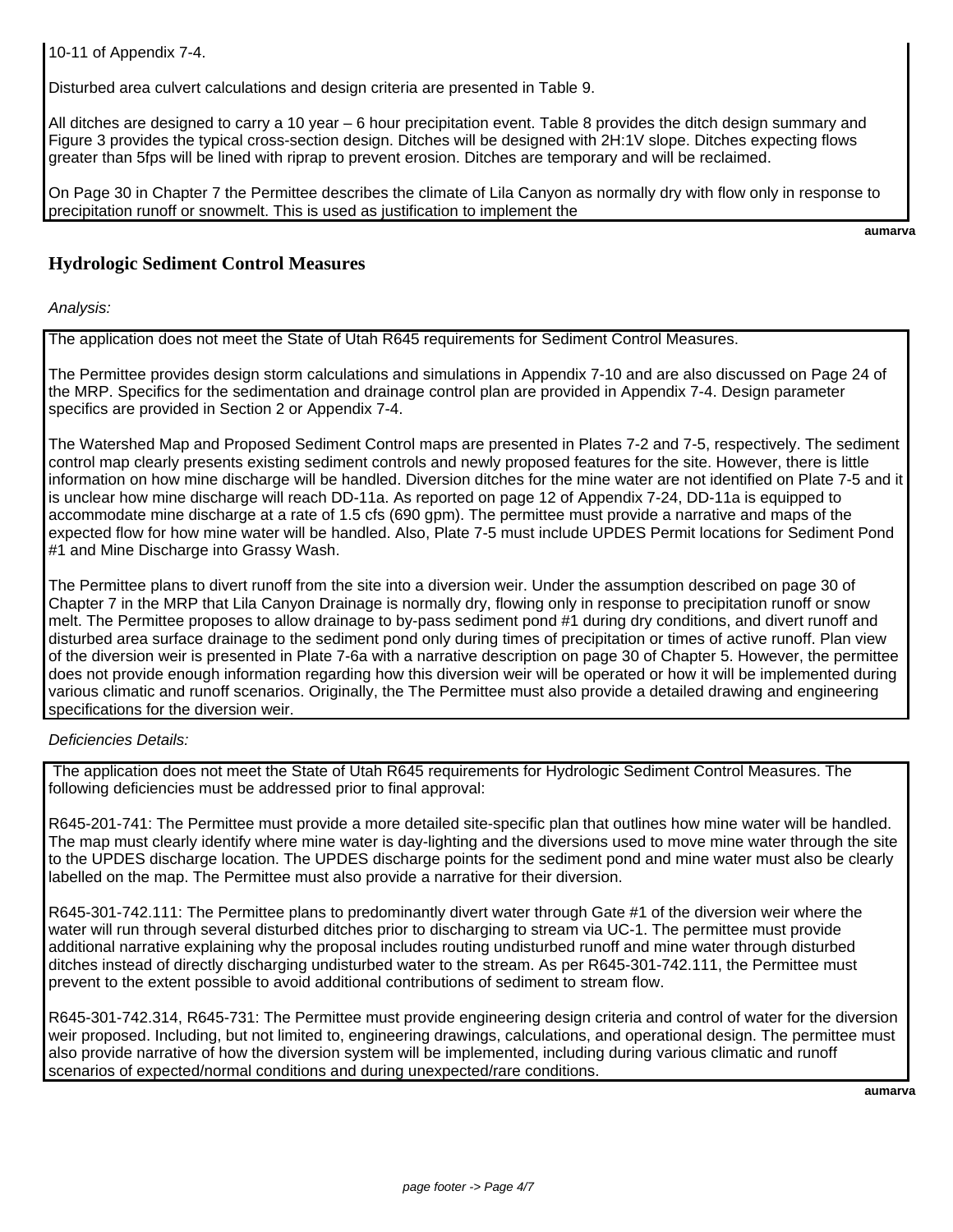10-11 of Appendix 7-4.

Disturbed area culvert calculations and design criteria are presented in Table 9.

All ditches are designed to carry a 10 year – 6 hour precipitation event. Table 8 provides the ditch design summary and Figure 3 provides the typical cross-section design. Ditches will be designed with 2H:1V slope. Ditches expecting flows greater than 5fps will be lined with riprap to prevent erosion. Ditches are temporary and will be reclaimed.

On Page 30 in Chapter 7 the Permittee describes the climate of Lila Canyon as normally dry with flow only in response to precipitation runoff or snowmelt. This is used as justification to implement the

**aumarva**

## Hydrologic Sediment Control Measures

*Analysis:*

The application does not meet the State of Utah R645 requirements for Sediment Control Measures.

The Permittee provides design storm calculations and simulations in Appendix 7-10 and are also discussed on Page 24 of the MRP. Specifics for the sedimentation and drainage control plan are provided in Appendix 7-4. Design parameter specifics are provided in Section 2 or Appendix 7-4.

The Watershed Map and Proposed Sediment Control maps are presented in Plates 7-2 and 7-5, respectively. The sediment control map clearly presents existing sediment controls and newly proposed features for the site. However, there is little information on how mine discharge will be handled. Diversion ditches for the mine water are not identified on Plate 7-5 and it is unclear how mine discharge will reach DD-11a. As reported on page 12 of Appendix 7-24, DD-11a is equipped to accommodate mine discharge at a rate of 1.5 cfs (690 gpm). The permittee must provide a narrative and maps of the expected flow for how mine water will be handled. Also, Plate 7-5 must include UPDES Permit locations for Sediment Pond #1 and Mine Discharge into Grassy Wash.

The Permittee plans to divert runoff from the site into a diversion weir. Under the assumption described on page 30 of Chapter 7 in the MRP that Lila Canyon Drainage is normally dry, flowing only in response to precipitation runoff or snow melt. The Permittee proposes to allow drainage to by-pass sediment pond #1 during dry conditions, and divert runoff and disturbed area surface drainage to the sediment pond only during times of precipitation or times of active runoff. Plan view of the diversion weir is presented in Plate 7-6a with a narrative description on page 30 of Chapter 5. However, the permittee does not provide enough information regarding how this diversion weir will be operated or how it will be implemented during various climatic and runoff scenarios. Originally, the The Permittee must also provide a detailed drawing and engineering specifications for the diversion weir.

*Deficiencies Details:*

The application does not meet the State of Utah R645 requirements for Hydrologic Sediment Control Measures. The following deficiencies must be addressed prior to final approval:

R645-201-741: The Permittee must provide a more detailed site-specific plan that outlines how mine water will be handled. The map must clearly identify where mine water is day-lighting and the diversions used to move mine water through the site to the UPDES discharge location. The UPDES discharge points for the sediment pond and mine water must also be clearly labelled on the map. The Permittee must also provide a narrative for their diversion.

R645-301-742.111: The Permittee plans to predominantly divert water through Gate #1 of the diversion weir where the water will run through several disturbed ditches prior to discharging to stream via UC-1. The permittee must provide additional narrative explaining why the proposal includes routing undisturbed runoff and mine water through disturbed ditches instead of directly discharging undisturbed water to the stream. As per R645-301-742.111, the Permittee must prevent to the extent possible to avoid additional contributions of sediment to stream flow.

R645-301-742.314, R645-731: The Permittee must provide engineering design criteria and control of water for the diversion weir proposed. Including, but not limited to, engineering drawings, calculations, and operational design. The permittee must also provide narrative of how the diversion system will be implemented, including during various climatic and runoff scenarios of expected/normal conditions and during unexpected/rare conditions.

**aumarva**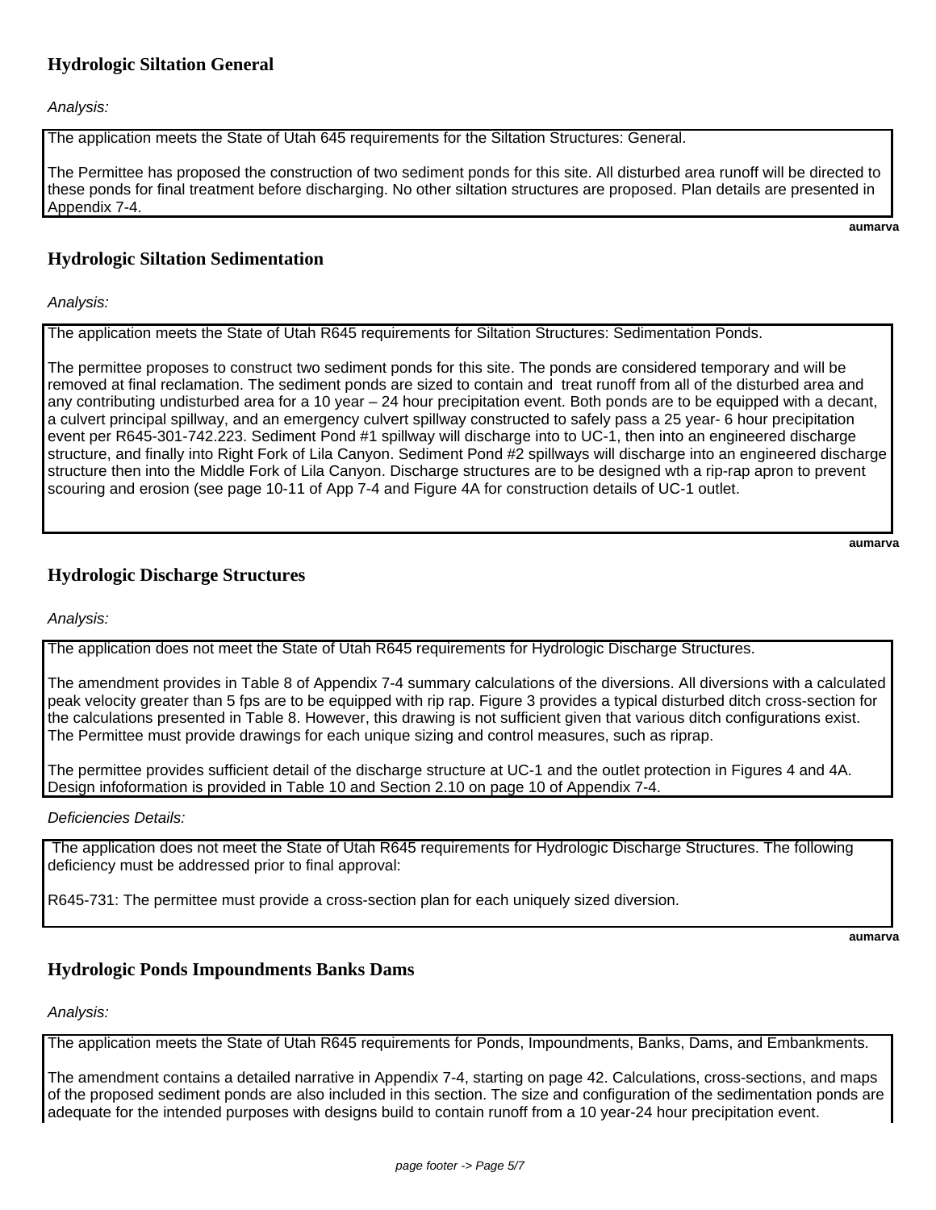## Hydrologic Siltation General

*Analysis:*

The application meets the State of Utah 645 requirements for the Siltation Structures: General.

The Permittee has proposed the construction of two sediment ponds for this site. All disturbed area runoff will be directed to these ponds for final treatment before discharging. No other siltation structures are proposed. Plan details are presented in Appendix 7-4.

**aumarva**

## Hydrologic Siltation Sedimentation

*Analysis:*

The application meets the State of Utah R645 requirements for Siltation Structures: Sedimentation Ponds.

The permittee proposes to construct two sediment ponds for this site. The ponds are considered temporary and will be removed at final reclamation. The sediment ponds are sized to contain and treat runoff from all of the disturbed area and any contributing undisturbed area for a 10 year – 24 hour precipitation event. Both ponds are to be equipped with a decant, a culvert principal spillway, and an emergency culvert spillway constructed to safely pass a 25 year- 6 hour precipitation event per R645-301-742.223. Sediment Pond #1 spillway will discharge into to UC-1, then into an engineered discharge structure, and finally into Right Fork of Lila Canyon. Sediment Pond #2 spillways will discharge into an engineered discharge structure then into the Middle Fork of Lila Canyon. Discharge structures are to be designed wth a rip-rap apron to prevent scouring and erosion (see page 10-11 of App 7-4 and Figure 4A for construction details of UC-1 outlet.

**aumarva**

## Hydrologic Discharge Structures

*Analysis:*

The application does not meet the State of Utah R645 requirements for Hydrologic Discharge Structures.

The amendment provides in Table 8 of Appendix 7-4 summary calculations of the diversions. All diversions with a calculated peak velocity greater than 5 fps are to be equipped with rip rap. Figure 3 provides a typical disturbed ditch cross-section for the calculations presented in Table 8. However, this drawing is not sufficient given that various ditch configurations exist. The Permittee must provide drawings for each unique sizing and control measures, such as riprap.

The permittee provides sufficient detail of the discharge structure at UC-1 and the outlet protection in Figures 4 and 4A. Design infoformation is provided in Table 10 and Section 2.10 on page 10 of Appendix 7-4.

*Deficiencies Details:*

The application does not meet the State of Utah R645 requirements for Hydrologic Discharge Structures. The following deficiency must be addressed prior to final approval:

R645-731: The permittee must provide a cross-section plan for each uniquely sized diversion.

**aumarva**

## Hydrologic Ponds Impoundments Banks Dams

*Analysis:*

The application meets the State of Utah R645 requirements for Ponds, Impoundments, Banks, Dams, and Embankments.

The amendment contains a detailed narrative in Appendix 7-4, starting on page 42. Calculations, cross-sections, and maps of the proposed sediment ponds are also included in this section. The size and configuration of the sedimentation ponds are adequate for the intended purposes with designs build to contain runoff from a 10 year-24 hour precipitation event.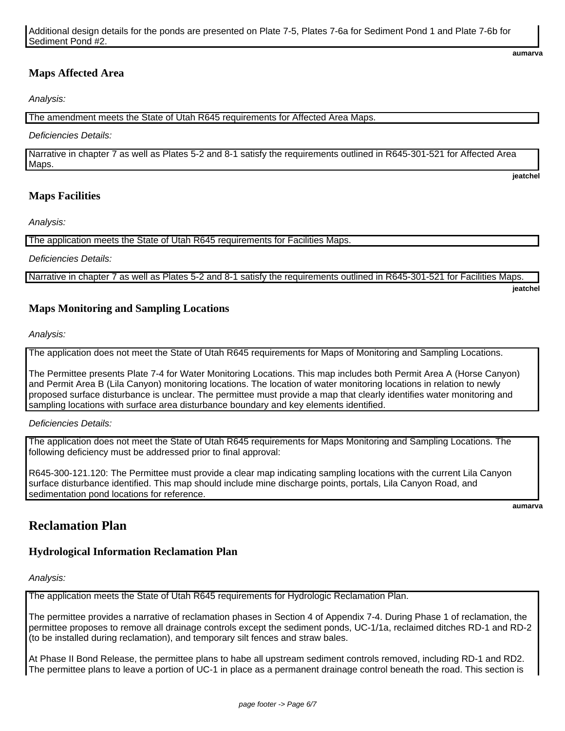Additional design details for the ponds are presented on Plate 7-5, Plates 7-6a for Sediment Pond 1 and Plate 7-6b for Sediment Pond #2.

**aumarva**

### Maps Affected Area

*Analysis:*

The amendment meets the State of Utah R645 requirements for Affected Area Maps.

*Deficiencies Details:*

Narrative in chapter 7 as well as Plates 5-2 and 8-1 satisfy the requirements outlined in R645-301-521 for Affected Area Maps.

**jeatchel**

### Maps Facilities

*Analysis:*

The application meets the State of Utah R645 requirements for Facilities Maps.

*Deficiencies Details:*

Narrative in chapter 7 as well as Plates 5-2 and 8-1 satisfy the requirements outlined in R645-301-521 for Facilities Maps.

**jeatchel**

### Maps Monitoring and Sampling Locations

*Analysis:*

The application does not meet the State of Utah R645 requirements for Maps of Monitoring and Sampling Locations.

The Permittee presents Plate 7-4 for Water Monitoring Locations. This map includes both Permit Area A (Horse Canyon) and Permit Area B (Lila Canyon) monitoring locations. The location of water monitoring locations in relation to newly proposed surface disturbance is unclear. The permittee must provide a map that clearly identifies water monitoring and sampling locations with surface area disturbance boundary and key elements identified.

*Deficiencies Details:*

The application does not meet the State of Utah R645 requirements for Maps Monitoring and Sampling Locations. The following deficiency must be addressed prior to final approval:

R645-300-121.120: The Permittee must provide a clear map indicating sampling locations with the current Lila Canyon surface disturbance identified. This map should include mine discharge points, portals, Lila Canyon Road, and sedimentation pond locations for reference.

**aumarva**

## Reclamation Plan

### Hydrological Information Reclamation Plan

*Analysis:*

The application meets the State of Utah R645 requirements for Hydrologic Reclamation Plan.

The permittee provides a narrative of reclamation phases in Section 4 of Appendix 7-4. During Phase 1 of reclamation, the permittee proposes to remove all drainage controls except the sediment ponds, UC-1/1a, reclaimed ditches RD-1 and RD-2 (to be installed during reclamation), and temporary silt fences and straw bales.

At Phase II Bond Release, the permittee plans to habe all upstream sediment controls removed, including RD-1 and RD2. The permittee plans to leave a portion of UC-1 in place as a permanent drainage control beneath the road. This section is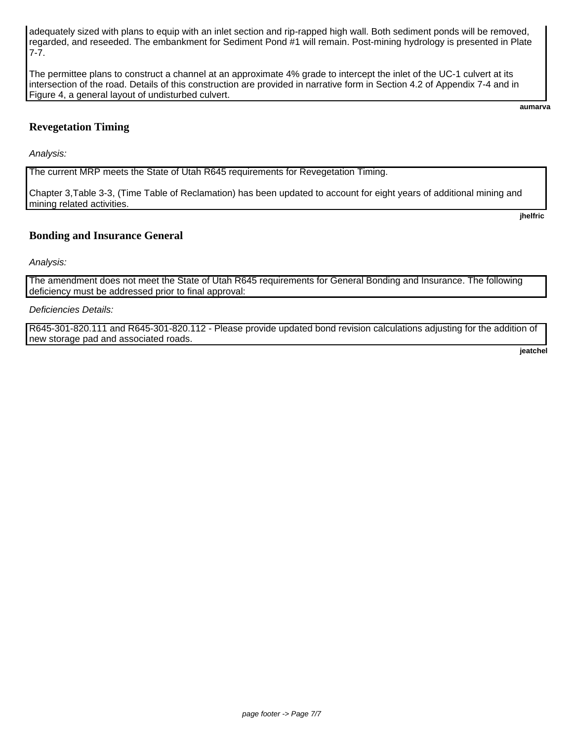adequately sized with plans to equip with an inlet section and rip-rapped high wall. Both sediment ponds will be removed, regarded, and reseeded. The embankment for Sediment Pond #1 will remain. Post-mining hydrology is presented in Plate 7-7.

The permittee plans to construct a channel at an approximate 4% grade to intercept the inlet of the UC-1 culvert at its intersection of the road. Details of this construction are provided in narrative form in Section 4.2 of Appendix 7-4 and in Figure 4, a general layout of undisturbed culvert.

**aumarva**

## Revegetation Timing

*Analysis:*

The current MRP meets the State of Utah R645 requirements for Revegetation Timing.

Chapter 3,Table 3-3, (Time Table of Reclamation) has been updated to account for eight years of additional mining and mining related activities.

**jhelfric**

## Bonding and Insurance General

*Analysis:*

The amendment does not meet the State of Utah R645 requirements for General Bonding and Insurance. The following deficiency must be addressed prior to final approval:

*Deficiencies Details:*

R645-301-820.111 and R645-301-820.112 - Please provide updated bond revision calculations adjusting for the addition of new storage pad and associated roads.

**jeatchel**